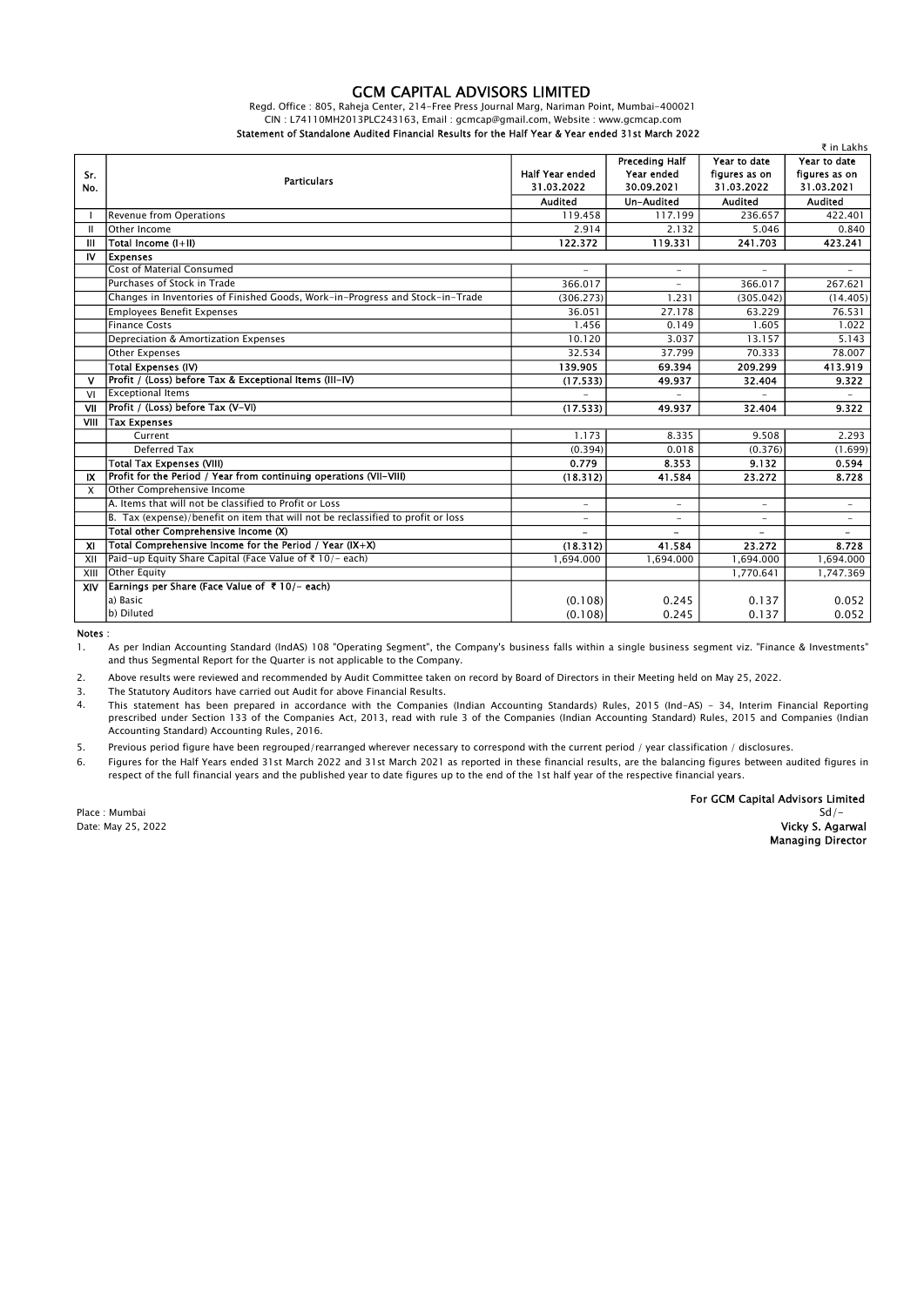# GCM CAPITAL ADVISORS LIMITED

Regd. Office : 805, Raheja Center, 214-Free Press Journal Marg, Nariman Point, Mumbai-400021

CIN : L74110MH2013PLC243163, Email : gcmcap@gmail.com, Website : www.gcmcap.com

**Statement of Standalone Audited Financial Results for the Half Year & Year ended 31st March 2022**

₹ in Lakhs

| Sr. No. | Particulars | Half Year ended 31.03.2022 | Preceding Half Year ended 30.09.2021 | Year to date figures as on 31.03.2022 | Year to date figures as on 31.03.2021 |
|---|---|---|---|---|---|
| | | Audited | Un-Audited | Audited | Audited |
| I | Revenue from Operations | 119.458 | 117.199 | 236.657 | 422.401 |
| II | Other Income | 2.914 | 2.132 | 5.046 | 0.840 |
| III | **Total Income (I+II)** | **122.372** | **119.331** | **241.703** | **423.241** |
| IV | **Expenses** | | | | |
| | Cost of Material Consumed | - | - | - | - |
| | Purchases of Stock in Trade | 366.017 | - | 366.017 | 267.621 |
| | Changes in Inventories of Finished Goods, Work-in-Progress and Stock-in-Trade | (306.273) | 1.231 | (305.042) | (14.405) |
| | Employees Benefit Expenses | 36.051 | 27.178 | 63.229 | 76.531 |
| | Finance Costs | 1.456 | 0.149 | 1.605 | 1.022 |
| | Depreciation & Amortization Expenses | 10.120 | 3.037 | 13.157 | 5.143 |
| | Other Expenses | 32.534 | 37.799 | 70.333 | 78.007 |
| | **Total Expenses (IV)** | **139.905** | **69.394** | **209.299** | **413.919** |
| V | **Profit / (Loss) before Tax & Exceptional Items (III-IV)** | **(17.533)** | **49.937** | **32.404** | **9.322** |
| VI | Exceptional Items | - | - | - | - |
| VII | **Profit / (Loss) before Tax (V-VI)** | **(17.533)** | **49.937** | **32.404** | **9.322** |
| VIII | **Tax Expenses** | | | | |
| | Current | 1.173 | 8.335 | 9.508 | 2.293 |
| | Deferred Tax | (0.394) | 0.018 | (0.376) | (1.699) |
| | **Total Tax Expenses (VIII)** | **0.779** | **8.353** | **9.132** | **0.594** |
| IX | **Profit for the Period / Year from continuing operations (VII-VIII)** | **(18.312)** | **41.584** | **23.272** | **8.728** |
| X | Other Comprehensive Income | | | | |
| | A. Items that will not be classified to Profit or Loss | - | - | - | - |
| | B. Tax (expense)/benefit on item that will not be reclassified to profit or loss | - | - | - | - |
| | **Total other Comprehensive Income (X)** | **-** | **-** | **-** | **-** |
| XI | **Total Comprehensive Income for the Period / Year (IX+X)** | **(18.312)** | **41.584** | **23.272** | **8.728** |
| XII | Paid-up Equity Share Capital (Face Value of ₹ 10/- each) | 1,694.000 | 1,694.000 | 1,694.000 | 1,694.000 |
| XIII | Other Equity | | | 1,770.641 | 1,747.369 |
| XIV | **Earnings per Share (Face Value of ₹ 10/- each)** | | | | |
| | a) Basic | (0.108) | 0.245 | 0.137 | 0.052 |
| | b) Diluted | (0.108) | 0.245 | 0.137 | 0.052 |

**Notes** :

1. As per Indian Accounting Standard (IndAS) 108 "Operating Segment", the Company's business falls within a single business segment viz. "Finance & Investments" and thus Segmental Report for the Quarter is not applicable to the Company.
2. Above results were reviewed and recommended by Audit Committee taken on record by Board of Directors in their Meeting held on May 25, 2022.
3. The Statutory Auditors have carried out Audit for above Financial Results.
4. This statement has been prepared in accordance with the Companies (Indian Accounting Standards) Rules, 2015 (Ind-AS) - 34, Interim Financial Reporting prescribed under Section 133 of the Companies Act, 2013, read with rule 3 of the Companies (Indian Accounting Standard) Rules, 2015 and Companies (Indian Accounting Standard) Accounting Rules, 2016.
5. Previous period figure have been regrouped/rearranged wherever necessary to correspond with the current period / year classification / disclosures.
6. Figures for the Half Years ended 31st March 2022 and 31st March 2021 as reported in these financial results, are the balancing figures between audited figures in respect of the full financial years and the published year to date figures up to the end of the 1st half year of the respective financial years.

Place : Mumbai
Date: May 25, 2022

**For GCM Capital Advisors Limited**
Sd/-
**Vicky S. Agarwal**
**Managing Director**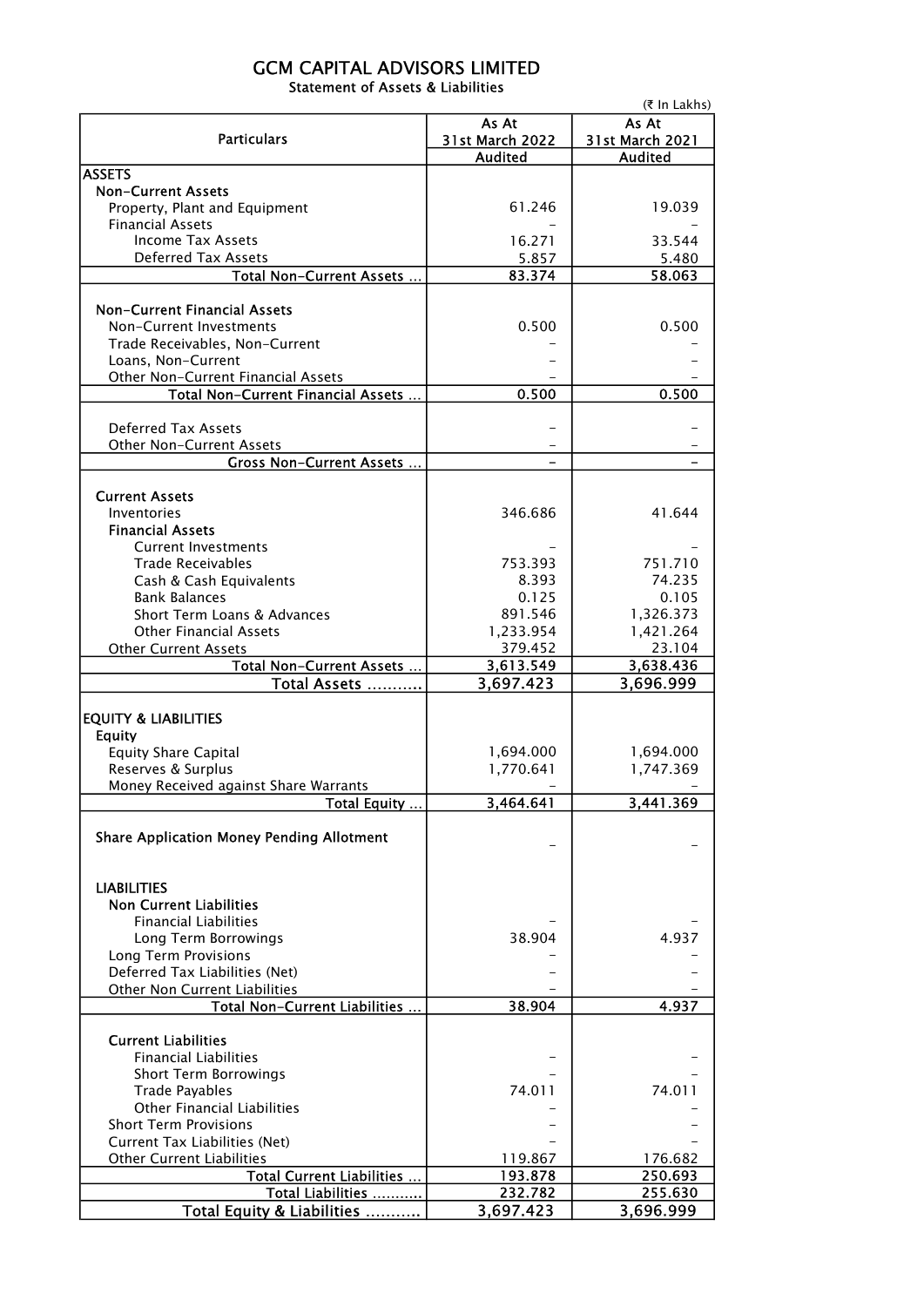# GCM CAPITAL ADVISORS LIMITED

Statement of Assets & Liabilities

(₹ In Lakhs)

| Particulars | As At 31st March 2022 Audited | As At 31st March 2021 Audited |
|---|---|---|
| **ASSETS** | | |
| **Non-Current Assets** | | |
| Property, Plant and Equipment | 61.246 | 19.039 |
| Financial Assets | - | - |
| Income Tax Assets | 16.271 | 33.544 |
| Deferred Tax Assets | 5.857 | 5.480 |
| Total Non-Current Assets ... | 83.374 | 58.063 |
| **Non-Current Financial Assets** | | |
| Non-Current Investments | 0.500 | 0.500 |
| Trade Receivables, Non-Current | - | - |
| Loans, Non-Current | - | - |
| Other Non-Current Financial Assets | - | - |
| Total Non-Current Financial Assets ... | 0.500 | 0.500 |
| Deferred Tax Assets | - | - |
| Other Non-Current Assets | - | - |
| Gross Non-Current Assets ... | - | - |
| **Current Assets** | | |
| Inventories | 346.686 | 41.644 |
| **Financial Assets** | | |
| Current Investments | - | - |
| Trade Receivables | 753.393 | 751.710 |
| Cash & Cash Equivalents | 8.393 | 74.235 |
| Bank Balances | 0.125 | 0.105 |
| Short Term Loans & Advances | 891.546 | 1,326.373 |
| Other Financial Assets | 1,233.954 | 1,421.264 |
| Other Current Assets | 379.452 | 23.104 |
| Total Non-Current Assets ... | 3,613.549 | 3,638.436 |
| **Total Assets ..........** | **3,697.423** | **3,696.999** |
| **EQUITY & LIABILITIES** | | |
| **Equity** | | |
| Equity Share Capital | 1,694.000 | 1,694.000 |
| Reserves & Surplus | 1,770.641 | 1,747.369 |
| Money Received against Share Warrants | - | - |
| Total Equity ... | 3,464.641 | 3,441.369 |
| **Share Application Money Pending Allotment** | - | - |
| **LIABILITIES** | | |
| **Non Current Liabilities** | | |
| Financial Liabilities | - | - |
| Long Term Borrowings | 38.904 | 4.937 |
| Long Term Provisions | - | - |
| Deferred Tax Liabilities (Net) | - | - |
| Other Non Current Liabilities | - | - |
| Total Non-Current Liabilities ... | 38.904 | 4.937 |
| **Current Liabilities** | | |
| Financial Liabilities | - | - |
| Short Term Borrowings | - | - |
| Trade Payables | 74.011 | 74.011 |
| Other Financial Liabilities | - | - |
| Short Term Provisions | - | - |
| Current Tax Liabilities (Net) | - | - |
| Other Current Liabilities | 119.867 | 176.682 |
| Total Current Liabilities ... | 193.878 | 250.693 |
| Total Liabilities .......... | 232.782 | 255.630 |
| **Total Equity & Liabilities ..........** | **3,697.423** | **3,696.999** |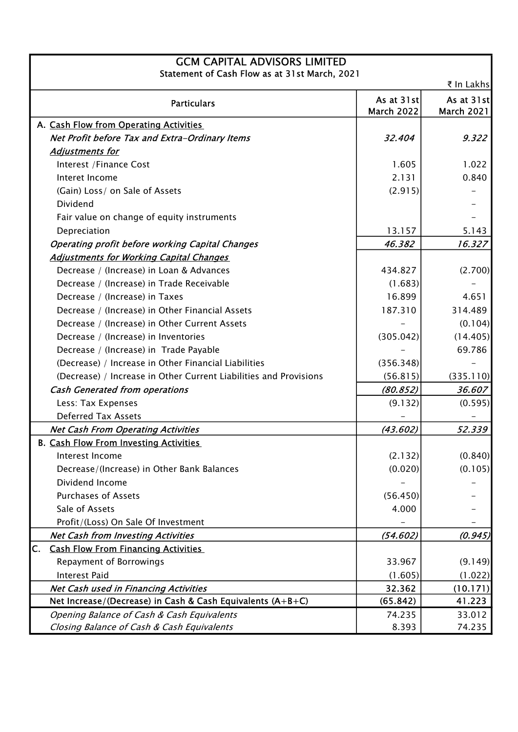# GCM CAPITAL ADVISORS LIMITED

Statement of Cash Flow as at 31st March, 2021

₹ In Lakhs

| Particulars | As at 31st March 2022 | As at 31st March 2021 |
|---|---|---|
| A. Cash Flow from Operating Activities | | |
| *Net Profit before Tax and Extra-Ordinary Items* | *32.404* | *9.322* |
| *Adjustments for* | | |
| Interest /Finance Cost | 1.605 | 1.022 |
| Interet Income | 2.131 | 0.840 |
| (Gain) Loss/ on Sale of Assets | (2.915) | - |
| Dividend | | - |
| Fair value on change of equity instruments | | - |
| Depreciation | 13.157 | 5.143 |
| *Operating profit before working Capital Changes* | *46.382* | *16.327* |
| *Adjustments for Working Capital Changes* | | |
| Decrease / (Increase) in Loan & Advances | 434.827 | (2.700) |
| Decrease / (Increase) in Trade Receivable | (1.683) | - |
| Decrease / (Increase) in Taxes | 16.899 | 4.651 |
| Decrease / (Increase) in Other Financial Assets | 187.310 | 314.489 |
| Decrease / (Increase) in Other Current Assets | - | (0.104) |
| Decrease / (Increase) in Inventories | (305.042) | (14.405) |
| Decrease / (Increase) in Trade Payable | - | 69.786 |
| (Decrease) / Increase in Other Financial Liabilities | (356.348) | - |
| (Decrease) / Increase in Other Current Liabilities and Provisions | (56.815) | (335.110) |
| *Cash Generated from operations* | *(80.852)* | *36.607* |
| Less: Tax Expenses | (9.132) | (0.595) |
| Deferred Tax Assets | - | - |
| *Net Cash From Operating Activities* | *(43.602)* | *52.339* |
| B. Cash Flow From Investing Activities | | |
| Interest Income | (2.132) | (0.840) |
| Decrease/(Increase) in Other Bank Balances | (0.020) | (0.105) |
| Dividend Income | - | - |
| Purchases of Assets | (56.450) | - |
| Sale of Assets | 4.000 | - |
| Profit/(Loss) On Sale Of Investment | - | - |
| *Net Cash from Investing Activities* | *(54.602)* | *(0.945)* |
| C. Cash Flow From Financing Activities | | |
| Repayment of Borrowings | 33.967 | (9.149) |
| Interest Paid | (1.605) | (1.022) |
| *Net Cash used in Financing Activities* | 32.362 | (10.171) |
| Net Increase/(Decrease) in Cash & Cash Equivalents (A+B+C) | (65.842) | 41.223 |
| *Opening Balance of Cash & Cash Equivalents* | 74.235 | 33.012 |
| *Closing Balance of Cash & Cash Equivalents* | 8.393 | 74.235 |